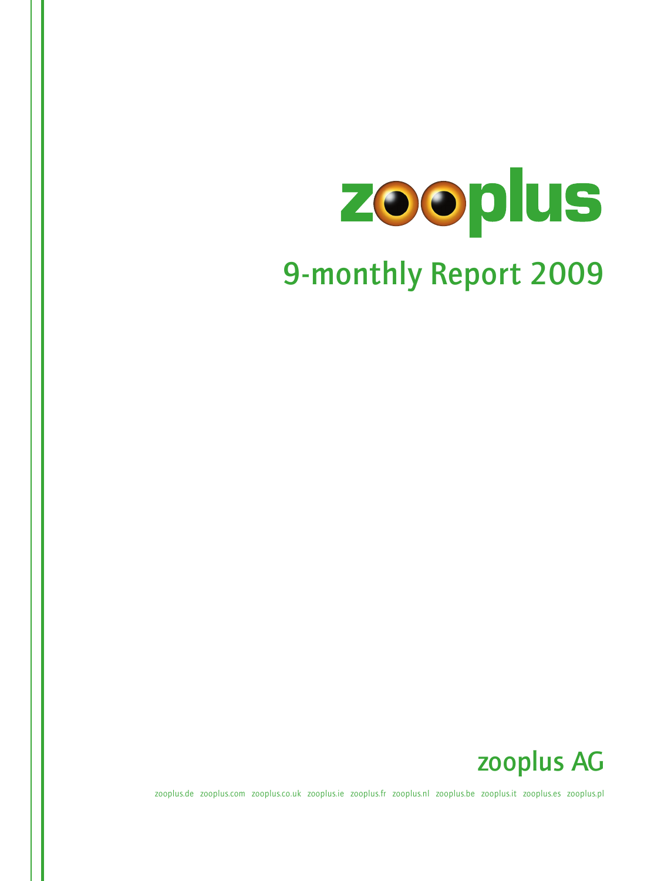# zooplus

## 9-monthly Report 2009

zooplus AG

zooplus.de zooplus.com zooplus.co.uk zooplus.ie zooplus.fr zooplus.nl zooplus.be zooplus.it zooplus.es zooplus.pl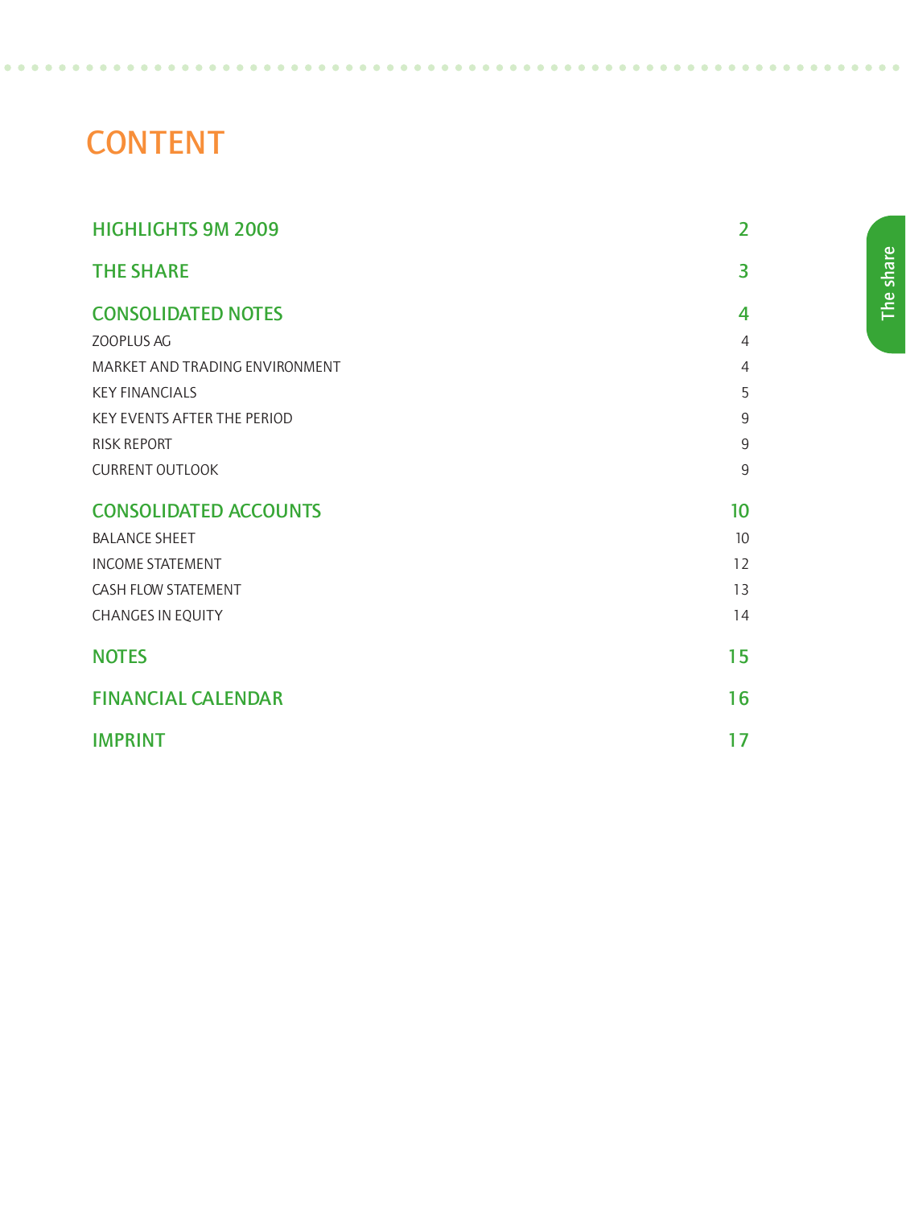# CONTENT

| | |
|---|---|
| **HIGHLIGHTS 9M 2009** | **2** |
| **THE SHARE** | **3** |
| **CONSOLIDATED NOTES** | **4** |
| ZOOPLUS AG | 4 |
| MARKET AND TRADING ENVIRONMENT | 4 |
| KEY FINANCIALS | 5 |
| KEY EVENTS AFTER THE PERIOD | 9 |
| RISK REPORT | 9 |
| CURRENT OUTLOOK | 9 |
| **CONSOLIDATED ACCOUNTS** | **10** |
| BALANCE SHEET | 10 |
| INCOME STATEMENT | 12 |
| CASH FLOW STATEMENT | 13 |
| CHANGES IN EQUITY | 14 |
| **NOTES** | **15** |
| **FINANCIAL CALENDAR** | **16** |
| **IMPRINT** | **17** |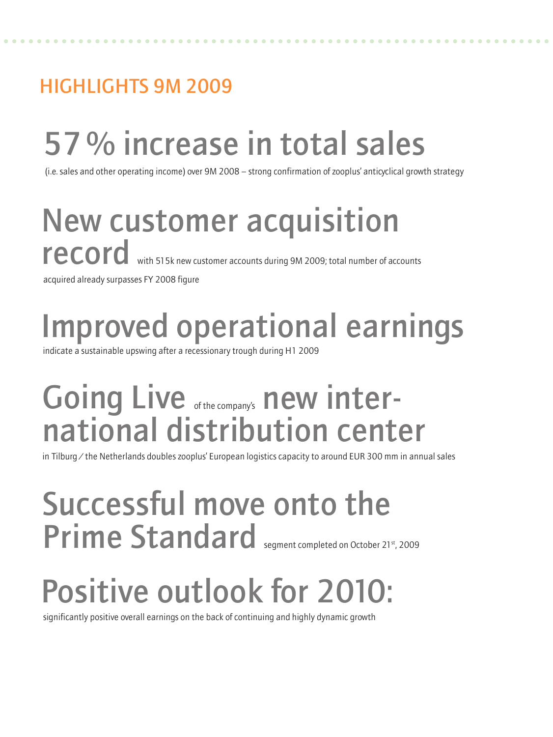## HIGHLIGHTS 9M 2009

# 57 % increase in total sales

(i.e. sales and other operating income) over 9M 2008 – strong confirmation of zooplus' anticyclical growth strategy

# New customer acquisition record

with 515k new customer accounts during 9M 2009; total number of accounts acquired already surpasses FY 2008 figure

# Improved operational earnings

indicate a sustainable upswing after a recessionary trough during H1 2009

# Going Live of the company's new international distribution center

in Tilburg / the Netherlands doubles zooplus' European logistics capacity to around EUR 300 mm in annual sales

# Successful move onto the Prime Standard

segment completed on October 21st, 2009

# Positive outlook for 2010:

significantly positive overall earnings on the back of continuing and highly dynamic growth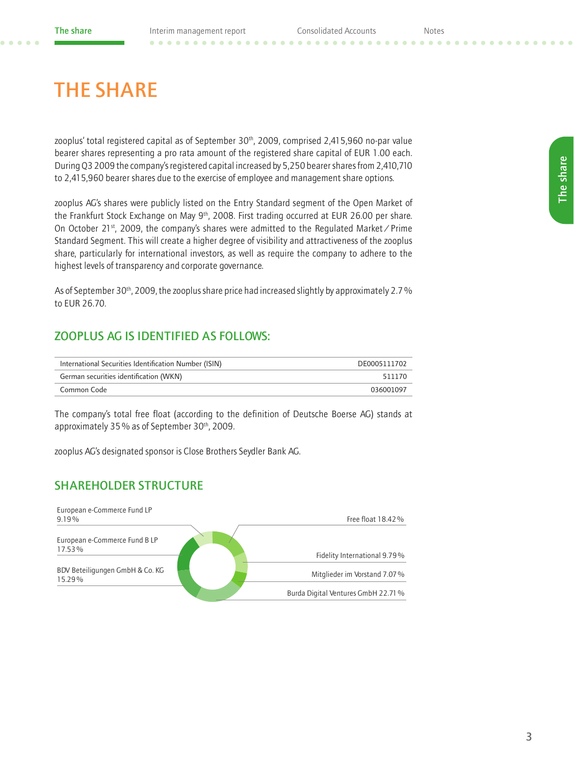# THE SHARE

zooplus' total registered capital as of September 30th, 2009, comprised 2,415,960 no-par value bearer shares representing a pro rata amount of the registered share capital of EUR 1.00 each. During Q3 2009 the company's registered capital increased by 5,250 bearer shares from 2,410,710 to 2,415,960 bearer shares due to the exercise of employee and management share options.

zooplus AG's shares were publicly listed on the Entry Standard segment of the Open Market of the Frankfurt Stock Exchange on May 9th, 2008. First trading occurred at EUR 26.00 per share. On October 21st, 2009, the company's shares were admitted to the Regulated Market / Prime Standard Segment. This will create a higher degree of visibility and attractiveness of the zooplus share, particularly for international investors, as well as require the company to adhere to the highest levels of transparency and corporate governance.

As of September 30th, 2009, the zooplus share price had increased slightly by approximately 2.7 % to EUR 26.70.

## ZOOPLUS AG IS IDENTIFIED AS FOLLOWS:

| | |
|---|---|
| International Securities Identification Number (ISIN) | DE0005111702 |
| German securities identification (WKN) | 511170 |
| Common Code | 036001097 |

The company's total free float (according to the definition of Deutsche Boerse AG) stands at approximately 35 % as of September 30th, 2009.

zooplus AG's designated sponsor is Close Brothers Seydler Bank AG.

## SHAREHOLDER STRUCTURE

| Shareholder | Share |
|---|---|
| European e-Commerce Fund LP | 9.19 % |
| European e-Commerce Fund B LP | 17.53 % |
| BDV Beteiligungen GmbH & Co. KG | 15.29 % |
| Free float | 18.42 % |
| Fidelity International | 9.79 % |
| Mitglieder im Vorstand | 7.07 % |
| Burda Digital Ventures GmbH | 22.71 % |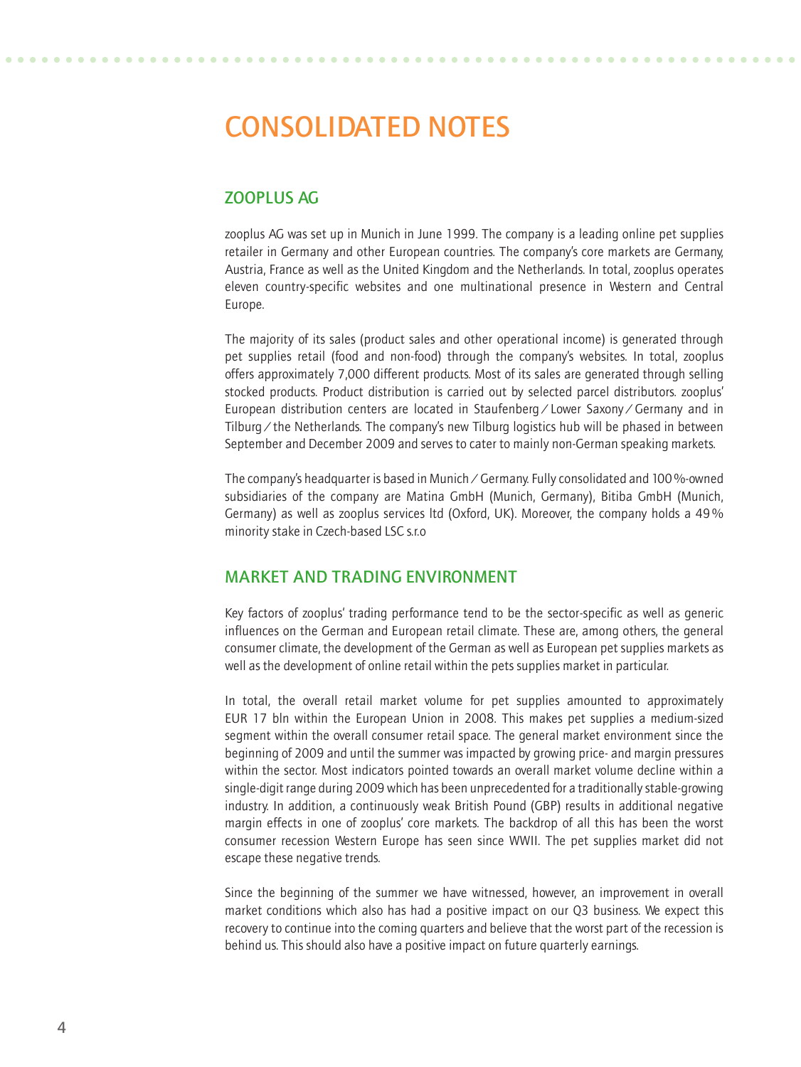# CONSOLIDATED NOTES

## ZOOPLUS AG

zooplus AG was set up in Munich in June 1999. The company is a leading online pet supplies retailer in Germany and other European countries. The company's core markets are Germany, Austria, France as well as the United Kingdom and the Netherlands. In total, zooplus operates eleven country-specific websites and one multinational presence in Western and Central Europe.

The majority of its sales (product sales and other operational income) is generated through pet supplies retail (food and non-food) through the company's websites. In total, zooplus offers approximately 7,000 different products. Most of its sales are generated through selling stocked products. Product distribution is carried out by selected parcel distributors. zooplus' European distribution centers are located in Staufenberg / Lower Saxony / Germany and in Tilburg / the Netherlands. The company's new Tilburg logistics hub will be phased in between September and December 2009 and serves to cater to mainly non-German speaking markets.

The company's headquarter is based in Munich / Germany. Fully consolidated and 100 %-owned subsidiaries of the company are Matina GmbH (Munich, Germany), Bitiba GmbH (Munich, Germany) as well as zooplus services ltd (Oxford, UK). Moreover, the company holds a 49 % minority stake in Czech-based LSC s.r.o

## MARKET AND TRADING ENVIRONMENT

Key factors of zooplus' trading performance tend to be the sector-specific as well as generic influences on the German and European retail climate. These are, among others, the general consumer climate, the development of the German as well as European pet supplies markets as well as the development of online retail within the pets supplies market in particular.

In total, the overall retail market volume for pet supplies amounted to approximately EUR 17 bln within the European Union in 2008. This makes pet supplies a medium-sized segment within the overall consumer retail space. The general market environment since the beginning of 2009 and until the summer was impacted by growing price- and margin pressures within the sector. Most indicators pointed towards an overall market volume decline within a single-digit range during 2009 which has been unprecedented for a traditionally stable-growing industry. In addition, a continuously weak British Pound (GBP) results in additional negative margin effects in one of zooplus' core markets. The backdrop of all this has been the worst consumer recession Western Europe has seen since WWII. The pet supplies market did not escape these negative trends.

Since the beginning of the summer we have witnessed, however, an improvement in overall market conditions which also has had a positive impact on our Q3 business. We expect this recovery to continue into the coming quarters and believe that the worst part of the recession is behind us. This should also have a positive impact on future quarterly earnings.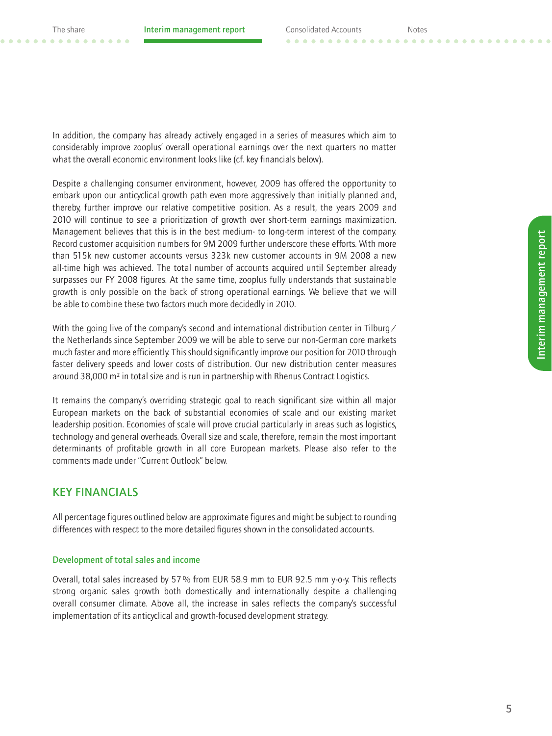In addition, the company has already actively engaged in a series of measures which aim to considerably improve zooplus' overall operational earnings over the next quarters no matter what the overall economic environment looks like (cf. key financials below).

Despite a challenging consumer environment, however, 2009 has offered the opportunity to embark upon our anticyclical growth path even more aggressively than initially planned and, thereby, further improve our relative competitive position. As a result, the years 2009 and 2010 will continue to see a prioritization of growth over short-term earnings maximization. Management believes that this is in the best medium- to long-term interest of the company. Record customer acquisition numbers for 9M 2009 further underscore these efforts. With more than 515k new customer accounts versus 323k new customer accounts in 9M 2008 a new all-time high was achieved. The total number of accounts acquired until September already surpasses our FY 2008 figures. At the same time, zooplus fully understands that sustainable growth is only possible on the back of strong operational earnings. We believe that we will be able to combine these two factors much more decidedly in 2010.

With the going live of the company's second and international distribution center in Tilburg / the Netherlands since September 2009 we will be able to serve our non-German core markets much faster and more efficiently. This should significantly improve our position for 2010 through faster delivery speeds and lower costs of distribution. Our new distribution center measures around 38,000 m² in total size and is run in partnership with Rhenus Contract Logistics.

It remains the company's overriding strategic goal to reach significant size within all major European markets on the back of substantial economies of scale and our existing market leadership position. Economies of scale will prove crucial particularly in areas such as logistics, technology and general overheads. Overall size and scale, therefore, remain the most important determinants of profitable growth in all core European markets. Please also refer to the comments made under "Current Outlook" below.

## KEY FINANCIALS

All percentage figures outlined below are approximate figures and might be subject to rounding differences with respect to the more detailed figures shown in the consolidated accounts.

### Development of total sales and income

Overall, total sales increased by 57 % from EUR 58.9 mm to EUR 92.5 mm y-o-y. This reflects strong organic sales growth both domestically and internationally despite a challenging overall consumer climate. Above all, the increase in sales reflects the company's successful implementation of its anticyclical and growth-focused development strategy.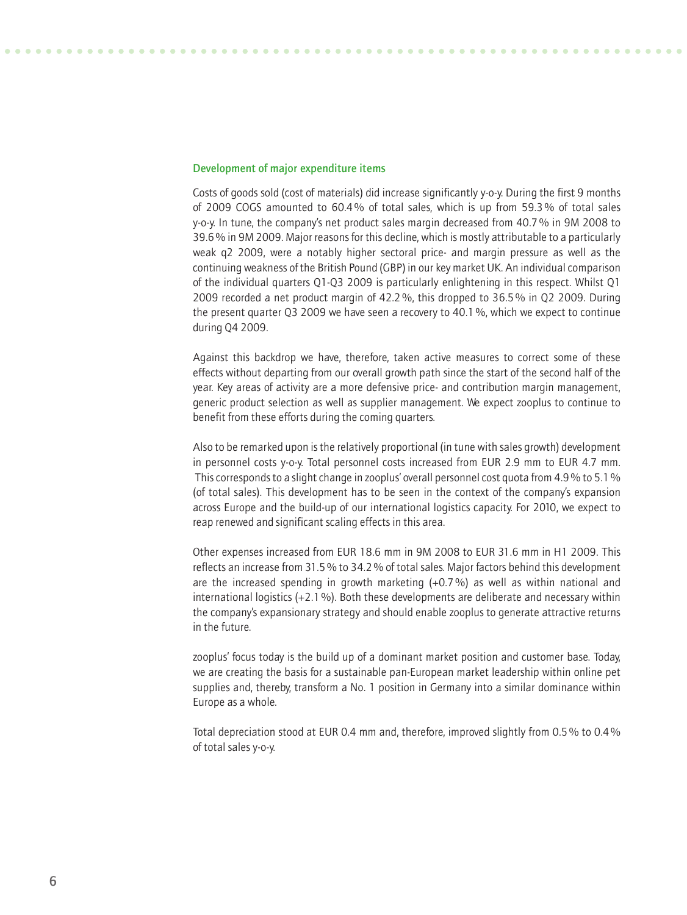### Development of major expenditure items

Costs of goods sold (cost of materials) did increase significantly y-o-y. During the first 9 months of 2009 COGS amounted to 60.4% of total sales, which is up from 59.3% of total sales y-o-y. In tune, the company's net product sales margin decreased from 40.7% in 9M 2008 to 39.6% in 9M 2009. Major reasons for this decline, which is mostly attributable to a particularly weak q2 2009, were a notably higher sectoral price- and margin pressure as well as the continuing weakness of the British Pound (GBP) in our key market UK. An individual comparison of the individual quarters Q1-Q3 2009 is particularly enlightening in this respect. Whilst Q1 2009 recorded a net product margin of 42.2%, this dropped to 36.5% in Q2 2009. During the present quarter Q3 2009 we have seen a recovery to 40.1%, which we expect to continue during Q4 2009.

Against this backdrop we have, therefore, taken active measures to correct some of these effects without departing from our overall growth path since the start of the second half of the year. Key areas of activity are a more defensive price- and contribution margin management, generic product selection as well as supplier management. We expect zooplus to continue to benefit from these efforts during the coming quarters.

Also to be remarked upon is the relatively proportional (in tune with sales growth) development in personnel costs y-o-y. Total personnel costs increased from EUR 2.9 mm to EUR 4.7 mm. This corresponds to a slight change in zooplus' overall personnel cost quota from 4.9% to 5.1% (of total sales). This development has to be seen in the context of the company's expansion across Europe and the build-up of our international logistics capacity. For 2010, we expect to reap renewed and significant scaling effects in this area.

Other expenses increased from EUR 18.6 mm in 9M 2008 to EUR 31.6 mm in H1 2009. This reflects an increase from 31.5% to 34.2% of total sales. Major factors behind this development are the increased spending in growth marketing (+0.7%) as well as within national and international logistics (+2.1%). Both these developments are deliberate and necessary within the company's expansionary strategy and should enable zooplus to generate attractive returns in the future.

zooplus' focus today is the build up of a dominant market position and customer base. Today, we are creating the basis for a sustainable pan-European market leadership within online pet supplies and, thereby, transform a No. 1 position in Germany into a similar dominance within Europe as a whole.

Total depreciation stood at EUR 0.4 mm and, therefore, improved slightly from 0.5% to 0.4% of total sales y-o-y.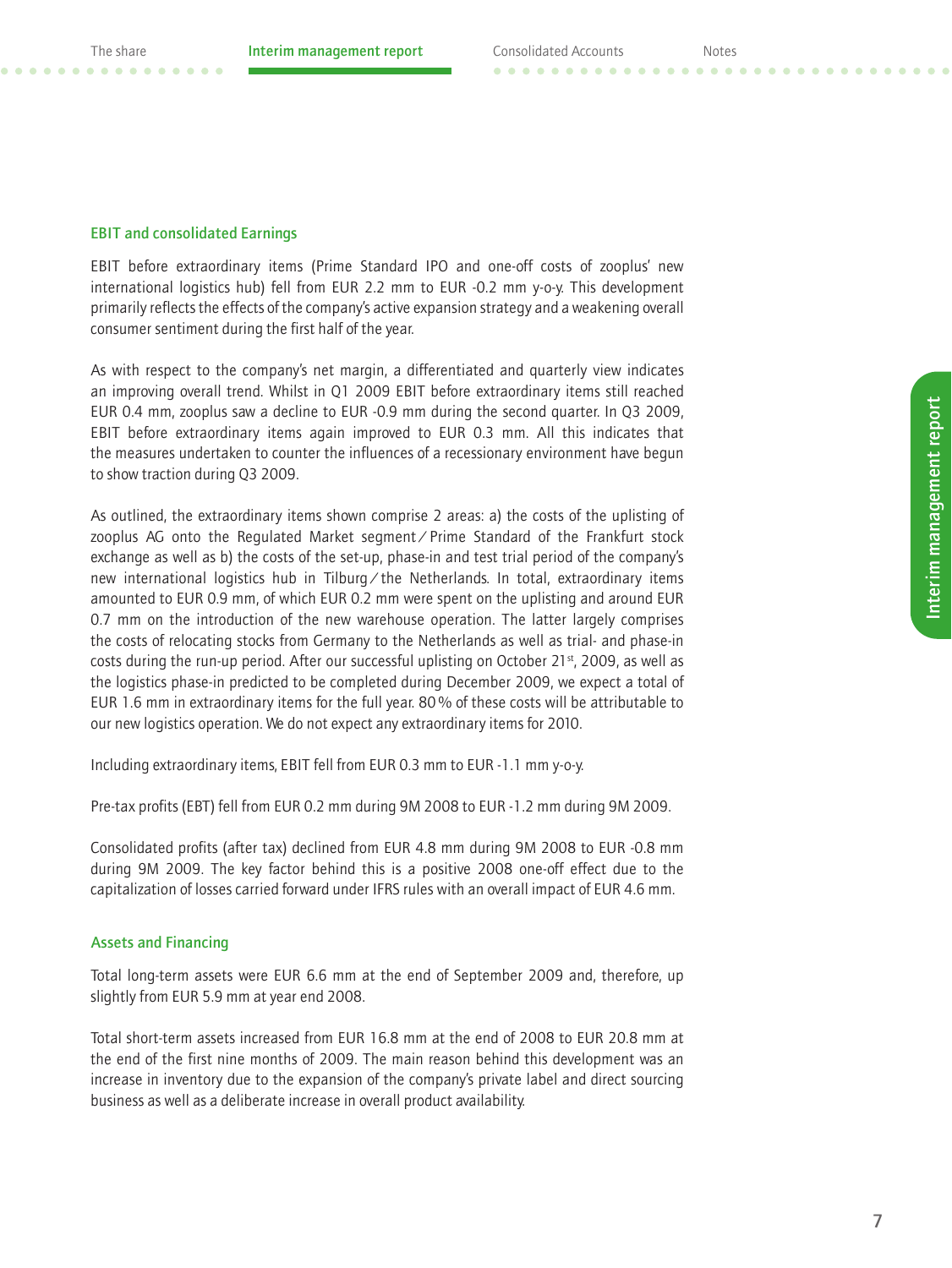### EBIT and consolidated Earnings

EBIT before extraordinary items (Prime Standard IPO and one-off costs of zooplus' new international logistics hub) fell from EUR 2.2 mm to EUR -0.2 mm y-o-y. This development primarily reflects the effects of the company's active expansion strategy and a weakening overall consumer sentiment during the first half of the year.

As with respect to the company's net margin, a differentiated and quarterly view indicates an improving overall trend. Whilst in Q1 2009 EBIT before extraordinary items still reached EUR 0.4 mm, zooplus saw a decline to EUR -0.9 mm during the second quarter. In Q3 2009, EBIT before extraordinary items again improved to EUR 0.3 mm. All this indicates that the measures undertaken to counter the influences of a recessionary environment have begun to show traction during Q3 2009.

As outlined, the extraordinary items shown comprise 2 areas: a) the costs of the uplisting of zooplus AG onto the Regulated Market segment / Prime Standard of the Frankfurt stock exchange as well as b) the costs of the set-up, phase-in and test trial period of the company's new international logistics hub in Tilburg / the Netherlands. In total, extraordinary items amounted to EUR 0.9 mm, of which EUR 0.2 mm were spent on the uplisting and around EUR 0.7 mm on the introduction of the new warehouse operation. The latter largely comprises the costs of relocating stocks from Germany to the Netherlands as well as trial- and phase-in costs during the run-up period. After our successful uplisting on October 21st, 2009, as well as the logistics phase-in predicted to be completed during December 2009, we expect a total of EUR 1.6 mm in extraordinary items for the full year. 80 % of these costs will be attributable to our new logistics operation. We do not expect any extraordinary items for 2010.

Including extraordinary items, EBIT fell from EUR 0.3 mm to EUR -1.1 mm y-o-y.

Pre-tax profits (EBT) fell from EUR 0.2 mm during 9M 2008 to EUR -1.2 mm during 9M 2009.

Consolidated profits (after tax) declined from EUR 4.8 mm during 9M 2008 to EUR -0.8 mm during 9M 2009. The key factor behind this is a positive 2008 one-off effect due to the capitalization of losses carried forward under IFRS rules with an overall impact of EUR 4.6 mm.

### Assets and Financing

Total long-term assets were EUR 6.6 mm at the end of September 2009 and, therefore, up slightly from EUR 5.9 mm at year end 2008.

Total short-term assets increased from EUR 16.8 mm at the end of 2008 to EUR 20.8 mm at the end of the first nine months of 2009. The main reason behind this development was an increase in inventory due to the expansion of the company's private label and direct sourcing business as well as a deliberate increase in overall product availability.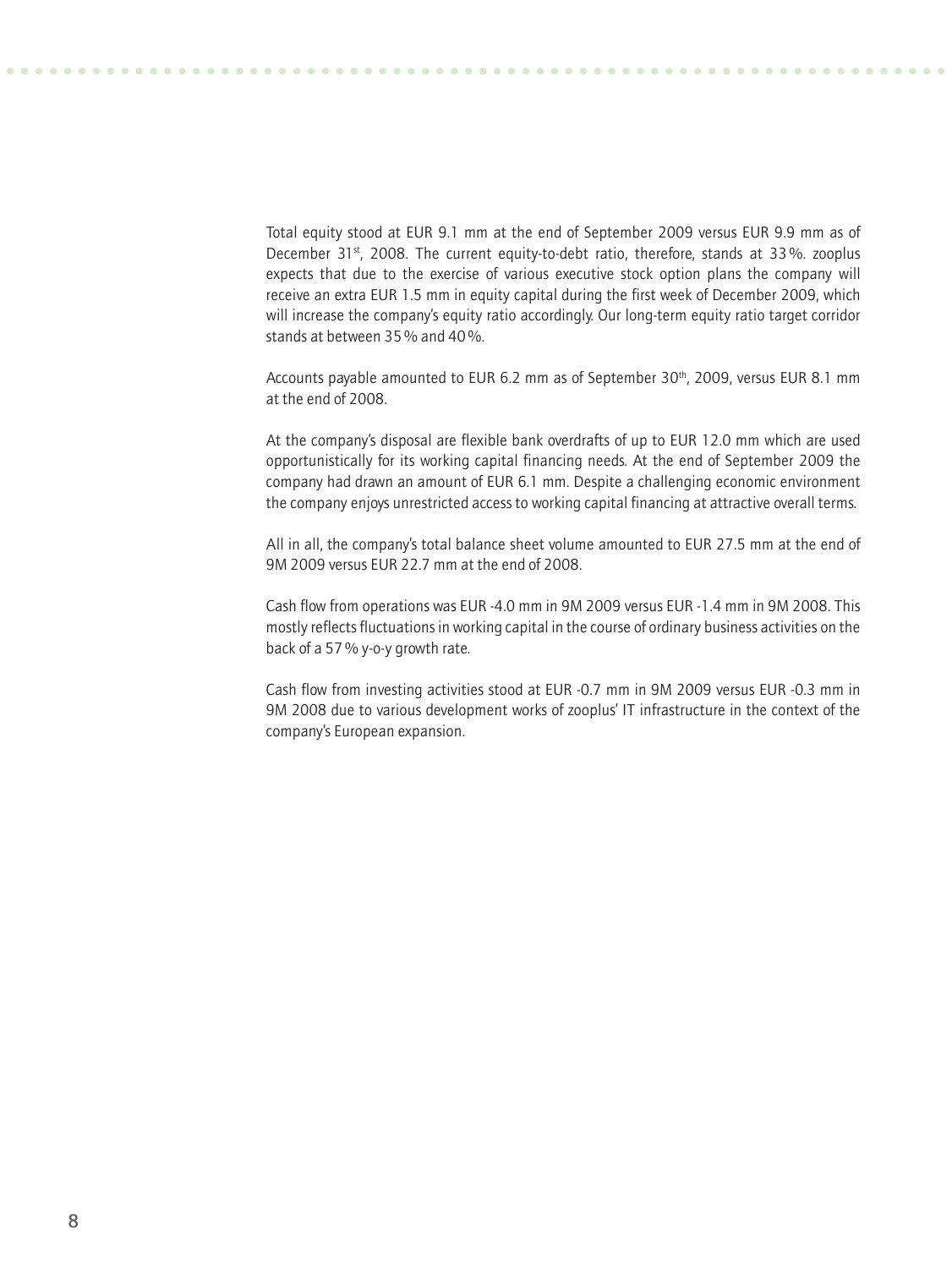Total equity stood at EUR 9.1 mm at the end of September 2009 versus EUR 9.9 mm as of December 31st, 2008. The current equity-to-debt ratio, therefore, stands at 33 %. zooplus expects that due to the exercise of various executive stock option plans the company will receive an extra EUR 1.5 mm in equity capital during the first week of December 2009, which will increase the company's equity ratio accordingly. Our long-term equity ratio target corridor stands at between 35 % and 40 %.

Accounts payable amounted to EUR 6.2 mm as of September 30th, 2009, versus EUR 8.1 mm at the end of 2008.

At the company's disposal are flexible bank overdrafts of up to EUR 12.0 mm which are used opportunistically for its working capital financing needs. At the end of September 2009 the company had drawn an amount of EUR 6.1 mm. Despite a challenging economic environment the company enjoys unrestricted access to working capital financing at attractive overall terms.

All in all, the company's total balance sheet volume amounted to EUR 27.5 mm at the end of 9M 2009 versus EUR 22.7 mm at the end of 2008.

Cash flow from operations was EUR -4.0 mm in 9M 2009 versus EUR -1.4 mm in 9M 2008. This mostly reflects fluctuations in working capital in the course of ordinary business activities on the back of a 57 % y-o-y growth rate.

Cash flow from investing activities stood at EUR -0.7 mm in 9M 2009 versus EUR -0.3 mm in 9M 2008 due to various development works of zooplus' IT infrastructure in the context of the company's European expansion.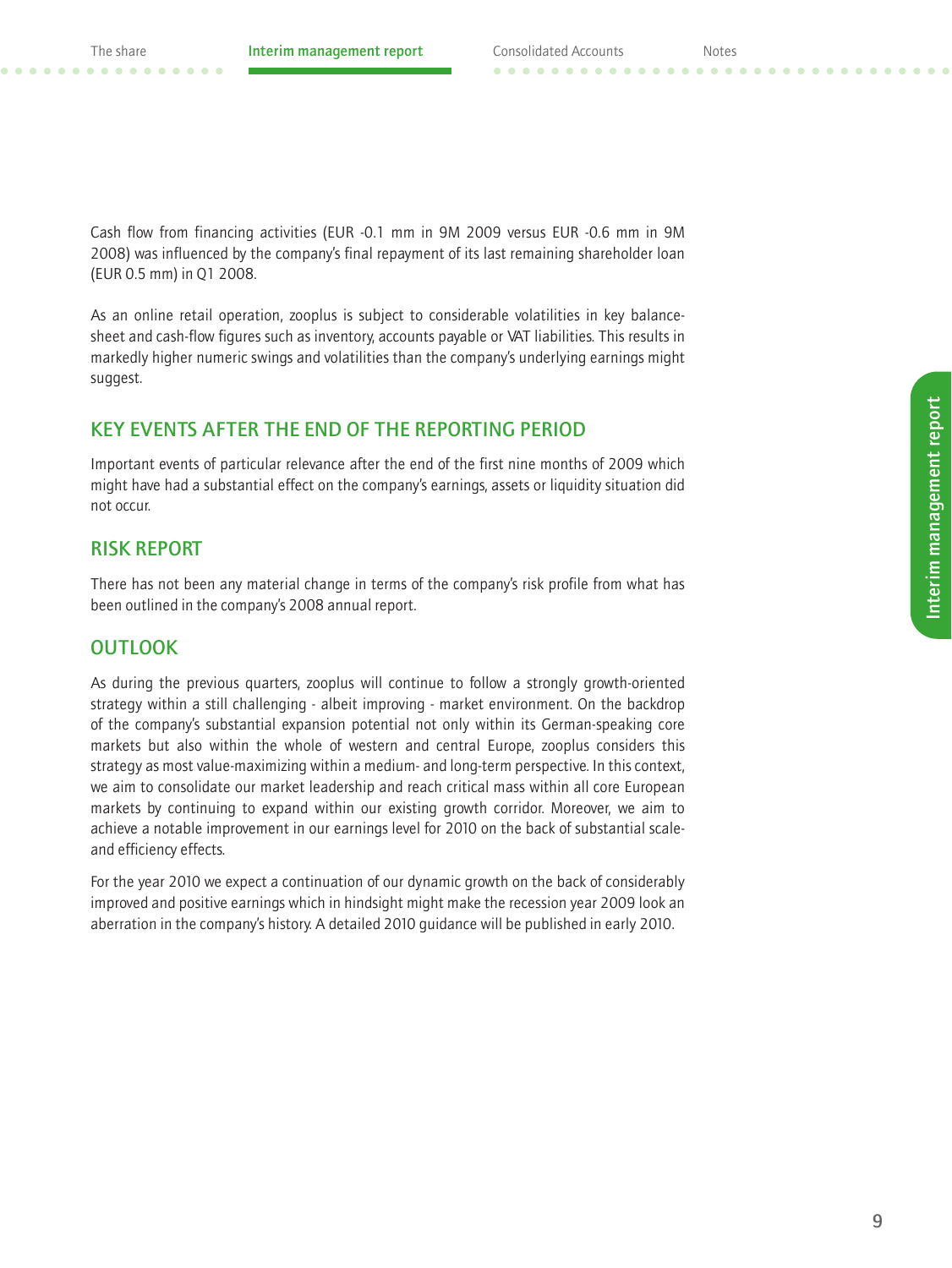Cash flow from financing activities (EUR -0.1 mm in 9M 2009 versus EUR -0.6 mm in 9M 2008) was influenced by the company's final repayment of its last remaining shareholder loan (EUR 0.5 mm) in Q1 2008.

As an online retail operation, zooplus is subject to considerable volatilities in key balance-sheet and cash-flow figures such as inventory, accounts payable or VAT liabilities. This results in markedly higher numeric swings and volatilities than the company's underlying earnings might suggest.

## KEY EVENTS AFTER THE END OF THE REPORTING PERIOD

Important events of particular relevance after the end of the first nine months of 2009 which might have had a substantial effect on the company's earnings, assets or liquidity situation did not occur.

## RISK REPORT

There has not been any material change in terms of the company's risk profile from what has been outlined in the company's 2008 annual report.

## OUTLOOK

As during the previous quarters, zooplus will continue to follow a strongly growth-oriented strategy within a still challenging - albeit improving - market environment. On the backdrop of the company's substantial expansion potential not only within its German-speaking core markets but also within the whole of western and central Europe, zooplus considers this strategy as most value-maximizing within a medium- and long-term perspective. In this context, we aim to consolidate our market leadership and reach critical mass within all core European markets by continuing to expand within our existing growth corridor. Moreover, we aim to achieve a notable improvement in our earnings level for 2010 on the back of substantial scale- and efficiency effects.

For the year 2010 we expect a continuation of our dynamic growth on the back of considerably improved and positive earnings which in hindsight might make the recession year 2009 look an aberration in the company's history. A detailed 2010 guidance will be published in early 2010.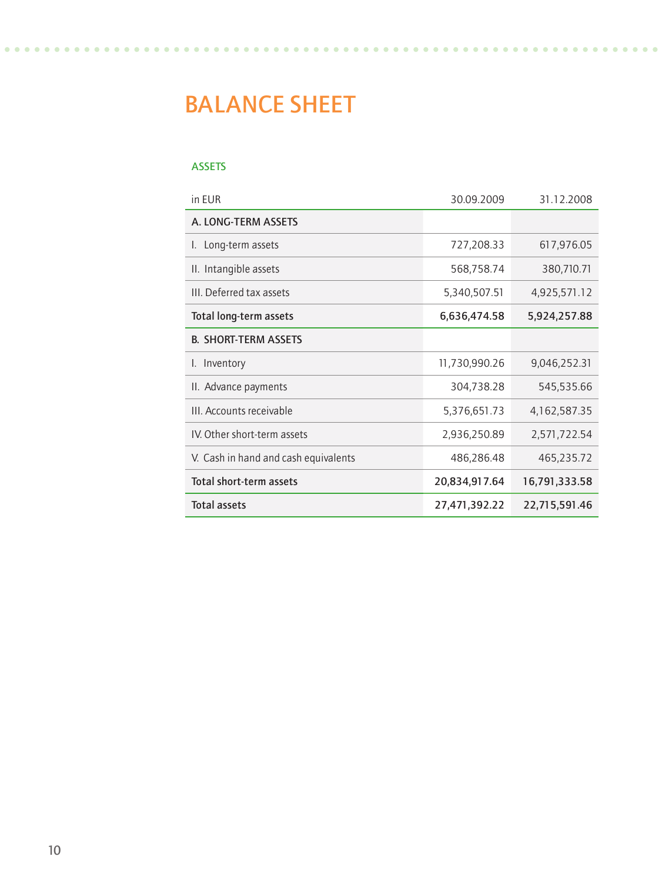# BALANCE SHEET

## ASSETS

| in EUR | 30.09.2009 | 31.12.2008 |
|---|---|---|
| **A. LONG-TERM ASSETS** | | |
| I. Long-term assets | 727,208.33 | 617,976.05 |
| II. Intangible assets | 568,758.74 | 380,710.71 |
| III. Deferred tax assets | 5,340,507.51 | 4,925,571.12 |
| **Total long-term assets** | **6,636,474.58** | **5,924,257.88** |
| **B. SHORT-TERM ASSETS** | | |
| I. Inventory | 11,730,990.26 | 9,046,252.31 |
| II. Advance payments | 304,738.28 | 545,535.66 |
| III. Accounts receivable | 5,376,651.73 | 4,162,587.35 |
| IV. Other short-term assets | 2,936,250.89 | 2,571,722.54 |
| V. Cash in hand and cash equivalents | 486,286.48 | 465,235.72 |
| **Total short-term assets** | **20,834,917.64** | **16,791,333.58** |
| **Total assets** | **27,471,392.22** | **22,715,591.46** |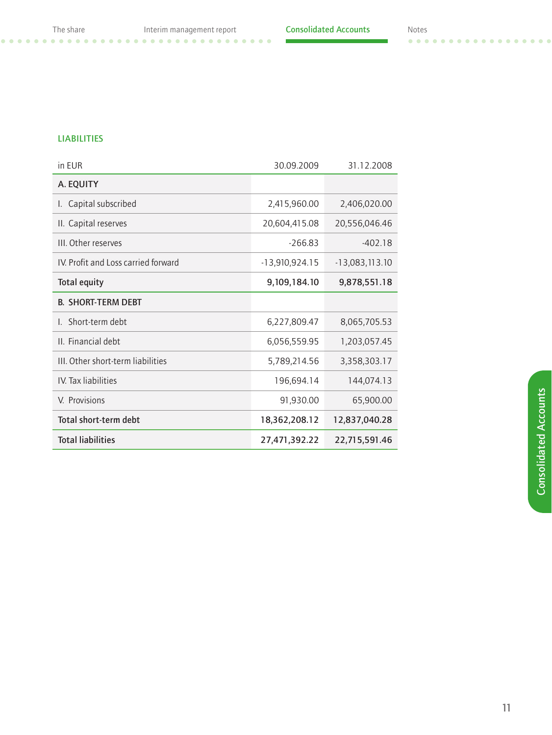## LIABILITIES

| in EUR | 30.09.2009 | 31.12.2008 |
|---|---|---|
| **A. EQUITY** | | |
| I. Capital subscribed | 2,415,960.00 | 2,406,020.00 |
| II. Capital reserves | 20,604,415.08 | 20,556,046.46 |
| III. Other reserves | -266.83 | -402.18 |
| IV. Profit and Loss carried forward | -13,910,924.15 | -13,083,113.10 |
| **Total equity** | **9,109,184.10** | **9,878,551.18** |
| **B. SHORT-TERM DEBT** | | |
| I. Short-term debt | 6,227,809.47 | 8,065,705.53 |
| II. Financial debt | 6,056,559.95 | 1,203,057.45 |
| III. Other short-term liabilities | 5,789,214.56 | 3,358,303.17 |
| IV. Tax liabilities | 196,694.14 | 144,074.13 |
| V. Provisions | 91,930.00 | 65,900.00 |
| **Total short-term debt** | **18,362,208.12** | **12,837,040.28** |
| **Total liabilities** | **27,471,392.22** | **22,715,591.46** |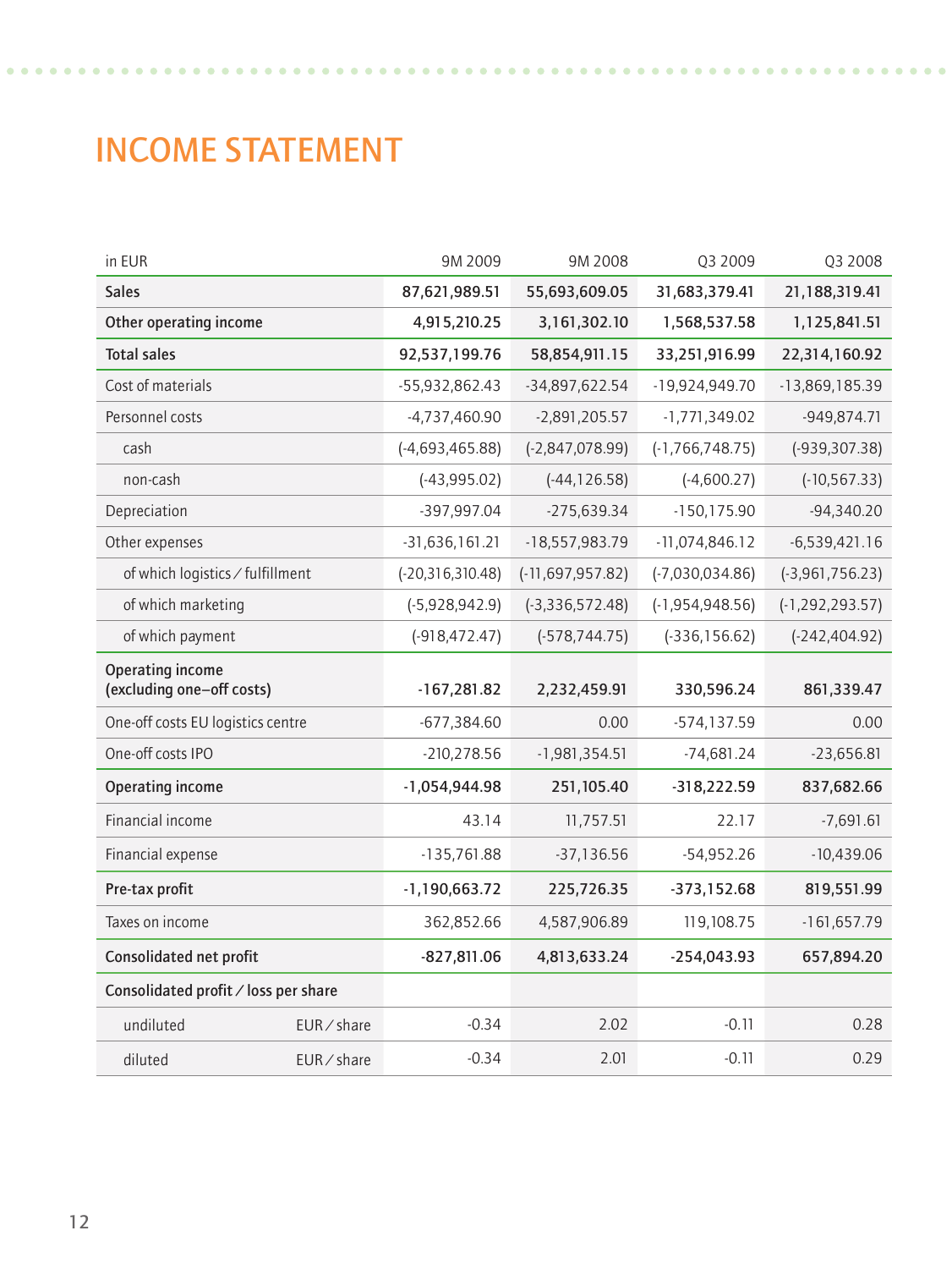# INCOME STATEMENT

| in EUR | | 9M 2009 | 9M 2008 | Q3 2009 | Q3 2008 |
|---|---|---|---|---|---|
| **Sales** | | **87,621,989.51** | **55,693,609.05** | **31,683,379.41** | **21,188,319.41** |
| **Other operating income** | | **4,915,210.25** | **3,161,302.10** | **1,568,537.58** | **1,125,841.51** |
| **Total sales** | | **92,537,199.76** | **58,854,911.15** | **33,251,916.99** | **22,314,160.92** |
| Cost of materials | | -55,932,862.43 | -34,897,622.54 | -19,924,949.70 | -13,869,185.39 |
| Personnel costs | | -4,737,460.90 | -2,891,205.57 | -1,771,349.02 | -949,874.71 |
| cash | | (-4,693,465.88) | (-2,847,078.99) | (-1,766,748.75) | (-939,307.38) |
| non-cash | | (-43,995.02) | (-44,126.58) | (-4,600.27) | (-10,567.33) |
| Depreciation | | -397,997.04 | -275,639.34 | -150,175.90 | -94,340.20 |
| Other expenses | | -31,636,161.21 | -18,557,983.79 | -11,074,846.12 | -6,539,421.16 |
| of which logistics / fulfillment | | (-20,316,310.48) | (-11,697,957.82) | (-7,030,034.86) | (-3,961,756.23) |
| of which marketing | | (-5,928,942.9) | (-3,336,572.48) | (-1,954,948.56) | (-1,292,293.57) |
| of which payment | | (-918,472.47) | (-578,744.75) | (-336,156.62) | (-242,404.92) |
| **Operating income (excluding one–off costs)** | | **-167,281.82** | **2,232,459.91** | **330,596.24** | **861,339.47** |
| One-off costs EU logistics centre | | -677,384.60 | 0.00 | -574,137.59 | 0.00 |
| One-off costs IPO | | -210,278.56 | -1,981,354.51 | -74,681.24 | -23,656.81 |
| **Operating income** | | **-1,054,944.98** | **251,105.40** | **-318,222.59** | **837,682.66** |
| Financial income | | 43.14 | 11,757.51 | 22.17 | -7,691.61 |
| Financial expense | | -135,761.88 | -37,136.56 | -54,952.26 | -10,439.06 |
| **Pre-tax profit** | | **-1,190,663.72** | **225,726.35** | **-373,152.68** | **819,551.99** |
| Taxes on income | | 362,852.66 | 4,587,906.89 | 119,108.75 | -161,657.79 |
| **Consolidated net profit** | | **-827,811.06** | **4,813,633.24** | **-254,043.93** | **657,894.20** |
| **Consolidated profit / loss per share** | | | | | |
| undiluted | EUR / share | -0.34 | 2.02 | -0.11 | 0.28 |
| diluted | EUR / share | -0.34 | 2.01 | -0.11 | 0.29 |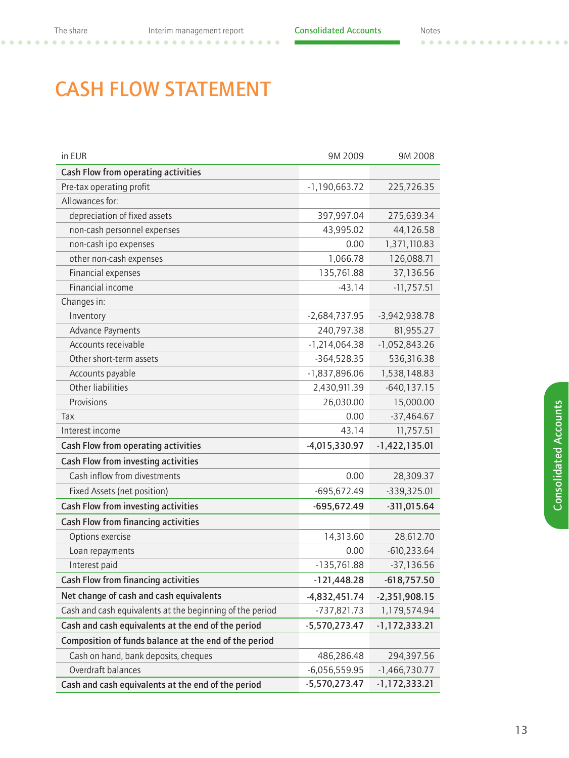# CASH FLOW STATEMENT

| in EUR | 9M 2009 | 9M 2008 |
|---|---|---|
| **Cash Flow from operating activities** | | |
| Pre-tax operating profit | -1,190,663.72 | 225,726.35 |
| Allowances for: | | |
| depreciation of fixed assets | 397,997.04 | 275,639.34 |
| non-cash personnel expenses | 43,995.02 | 44,126.58 |
| non-cash ipo expenses | 0.00 | 1,371,110.83 |
| other non-cash expenses | 1,066.78 | 126,088.71 |
| Financial expenses | 135,761.88 | 37,136.56 |
| Financial income | -43.14 | -11,757.51 |
| Changes in: | | |
| Inventory | -2,684,737.95 | -3,942,938.78 |
| Advance Payments | 240,797.38 | 81,955.27 |
| Accounts receivable | -1,214,064.38 | -1,052,843.26 |
| Other short-term assets | -364,528.35 | 536,316.38 |
| Accounts payable | -1,837,896.06 | 1,538,148.83 |
| Other liabilities | 2,430,911.39 | -640,137.15 |
| Provisions | 26,030.00 | 15,000.00 |
| Tax | 0.00 | -37,464.67 |
| Interest income | 43.14 | 11,757.51 |
| **Cash Flow from operating activities** | **-4,015,330.97** | **-1,422,135.01** |
| **Cash Flow from investing activities** | | |
| Cash inflow from divestments | 0.00 | 28,309.37 |
| Fixed Assets (net position) | -695,672.49 | -339,325.01 |
| **Cash Flow from investing activities** | **-695,672.49** | **-311,015.64** |
| **Cash Flow from financing activities** | | |
| Options exercise | 14,313.60 | 28,612.70 |
| Loan repayments | 0.00 | -610,233.64 |
| Interest paid | -135,761.88 | -37,136.56 |
| **Cash Flow from financing activities** | **-121,448.28** | **-618,757.50** |
| **Net change of cash and cash equivalents** | **-4,832,451.74** | **-2,351,908.15** |
| Cash and cash equivalents at the beginning of the period | -737,821.73 | 1,179,574.94 |
| **Cash and cash equivalents at the end of the period** | **-5,570,273.47** | **-1,172,333.21** |
| **Composition of funds balance at the end of the period** | | |
| Cash on hand, bank deposits, cheques | 486,286.48 | 294,397.56 |
| Overdraft balances | -6,056,559.95 | -1,466,730.77 |
| **Cash and cash equivalents at the end of the period** | **-5,570,273.47** | **-1,172,333.21** |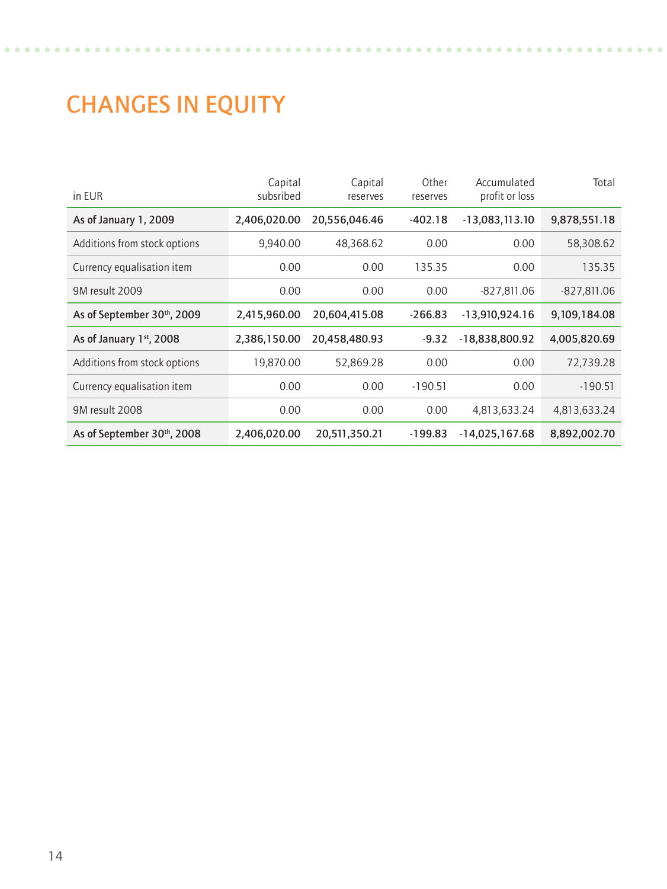# CHANGES IN EQUITY

| in EUR | Capital subsribed | Capital reserves | Other reserves | Accumulated profit or loss | Total |
|---|---|---|---|---|---|
| **As of January 1, 2009** | **2,406,020.00** | **20,556,046.46** | **-402.18** | **-13,083,113.10** | **9,878,551.18** |
| Additions from stock options | 9,940.00 | 48,368.62 | 0.00 | 0.00 | 58,308.62 |
| Currency equalisation item | 0.00 | 0.00 | 135.35 | 0.00 | 135.35 |
| 9M result 2009 | 0.00 | 0.00 | 0.00 | -827,811.06 | -827,811.06 |
| **As of September 30th, 2009** | **2,415,960.00** | **20,604,415.08** | **-266.83** | **-13,910,924.16** | **9,109,184.08** |
| **As of January 1st, 2008** | **2,386,150.00** | **20,458,480.93** | **-9.32** | **-18,838,800.92** | **4,005,820.69** |
| Additions from stock options | 19,870.00 | 52,869.28 | 0.00 | 0.00 | 72,739.28 |
| Currency equalisation item | 0.00 | 0.00 | -190.51 | 0.00 | -190.51 |
| 9M result 2008 | 0.00 | 0.00 | 0.00 | 4,813,633.24 | 4,813,633.24 |
| **As of September 30th, 2008** | **2,406,020.00** | **20,511,350.21** | **-199.83** | **-14,025,167.68** | **8,892,002.70** |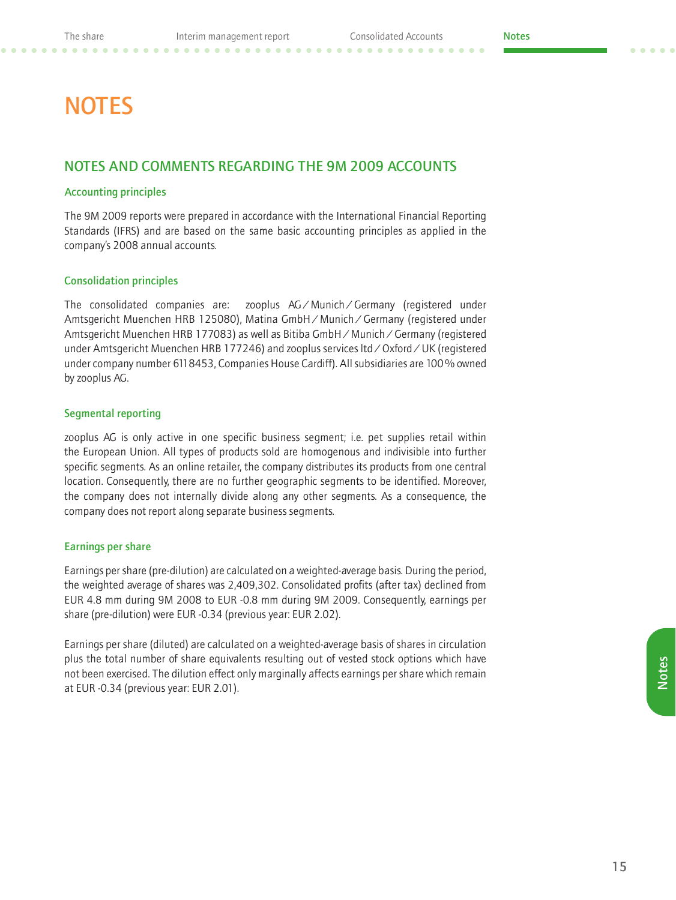# NOTES

## NOTES AND COMMENTS REGARDING THE 9M 2009 ACCOUNTS

### Accounting principles

The 9M 2009 reports were prepared in accordance with the International Financial Reporting Standards (IFRS) and are based on the same basic accounting principles as applied in the company's 2008 annual accounts.

### Consolidation principles

The consolidated companies are: zooplus AG / Munich / Germany (registered under Amtsgericht Muenchen HRB 125080), Matina GmbH / Munich / Germany (registered under Amtsgericht Muenchen HRB 177083) as well as Bitiba GmbH / Munich / Germany (registered under Amtsgericht Muenchen HRB 177246) and zooplus services ltd / Oxford / UK (registered under company number 6118453, Companies House Cardiff). All subsidiaries are 100 % owned by zooplus AG.

### Segmental reporting

zooplus AG is only active in one specific business segment; i.e. pet supplies retail within the European Union. All types of products sold are homogenous and indivisible into further specific segments. As an online retailer, the company distributes its products from one central location. Consequently, there are no further geographic segments to be identified. Moreover, the company does not internally divide along any other segments. As a consequence, the company does not report along separate business segments.

### Earnings per share

Earnings per share (pre-dilution) are calculated on a weighted-average basis. During the period, the weighted average of shares was 2,409,302. Consolidated profits (after tax) declined from EUR 4.8 mm during 9M 2008 to EUR -0.8 mm during 9M 2009. Consequently, earnings per share (pre-dilution) were EUR -0.34 (previous year: EUR 2.02).

Earnings per share (diluted) are calculated on a weighted-average basis of shares in circulation plus the total number of share equivalents resulting out of vested stock options which have not been exercised. The dilution effect only marginally affects earnings per share which remain at EUR -0.34 (previous year: EUR 2.01).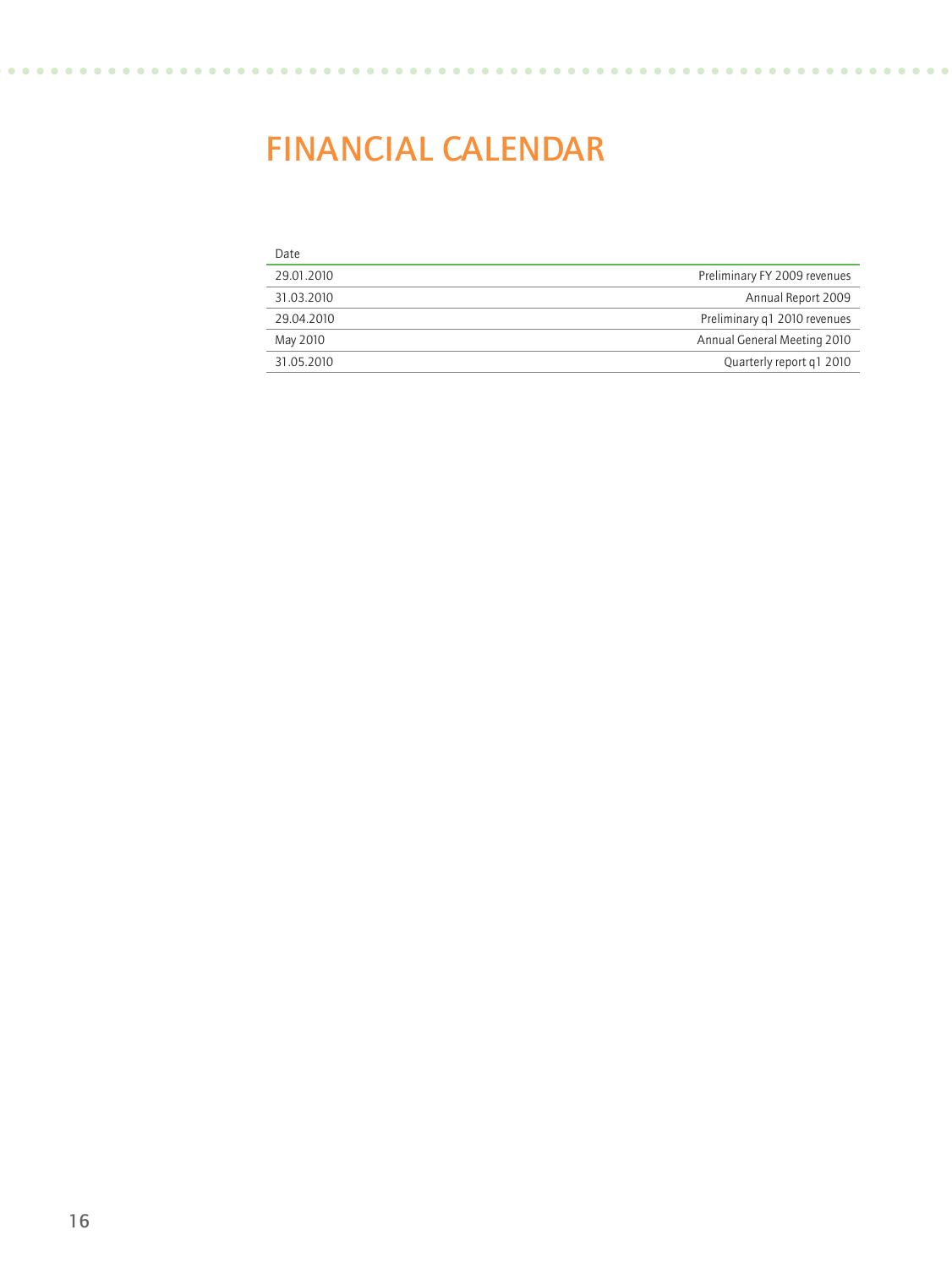# FINANCIAL CALENDAR

| Date | |
|---|---|
| 29.01.2010 | Preliminary FY 2009 revenues |
| 31.03.2010 | Annual Report 2009 |
| 29.04.2010 | Preliminary q1 2010 revenues |
| May 2010 | Annual General Meeting 2010 |
| 31.05.2010 | Quarterly report q1 2010 |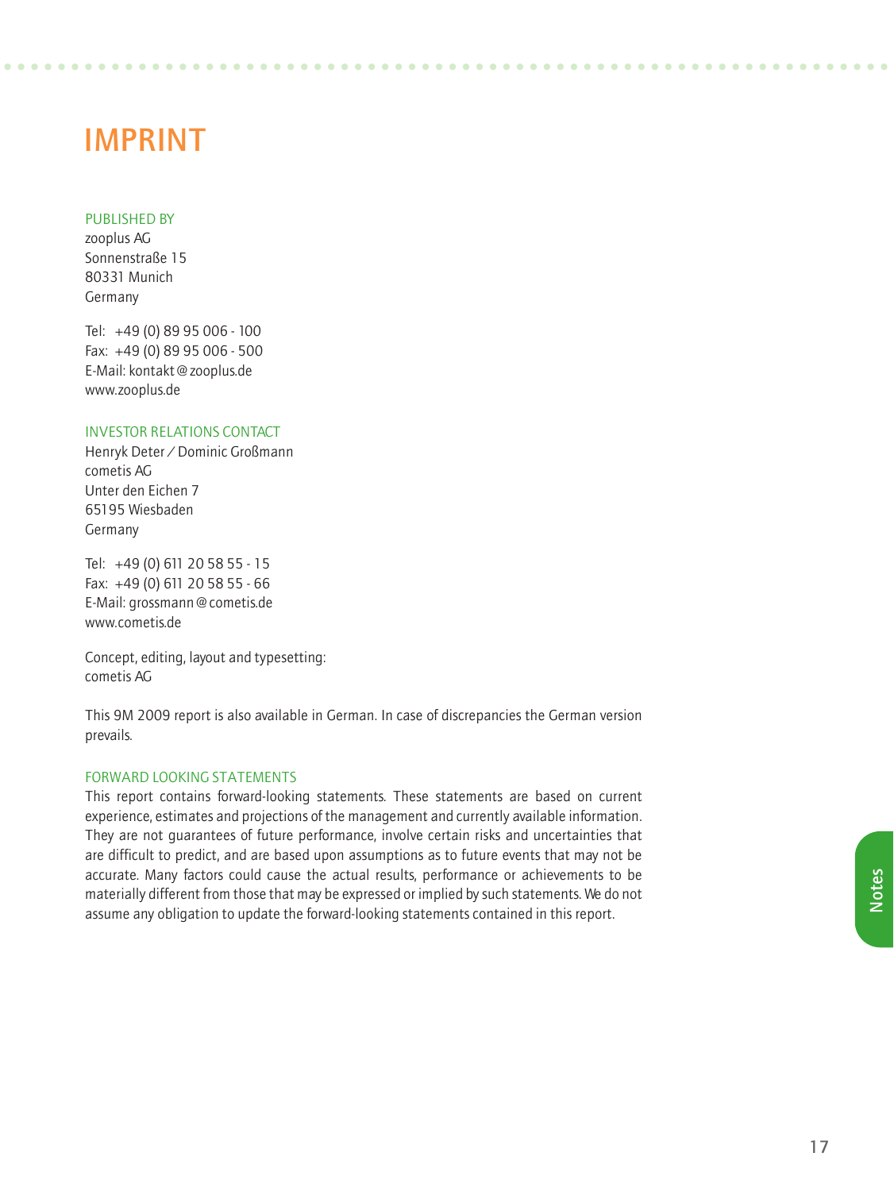# IMPRINT

## PUBLISHED BY

zooplus AG
Sonnenstraße 15
80331 Munich
Germany

Tel: +49 (0) 89 95 006 - 100
Fax: +49 (0) 89 95 006 - 500
E-Mail: kontakt@zooplus.de
www.zooplus.de

## INVESTOR RELATIONS CONTACT

Henryk Deter / Dominic Großmann
cometis AG
Unter den Eichen 7
65195 Wiesbaden
Germany

Tel: +49 (0) 611 20 58 55 - 15
Fax: +49 (0) 611 20 58 55 - 66
E-Mail: grossmann@cometis.de
www.cometis.de

Concept, editing, layout and typesetting:
cometis AG

This 9M 2009 report is also available in German. In case of discrepancies the German version prevails.

## FORWARD LOOKING STATEMENTS

This report contains forward-looking statements. These statements are based on current experience, estimates and projections of the management and currently available information. They are not guarantees of future performance, involve certain risks and uncertainties that are difficult to predict, and are based upon assumptions as to future events that may not be accurate. Many factors could cause the actual results, performance or achievements to be materially different from those that may be expressed or implied by such statements. We do not assume any obligation to update the forward-looking statements contained in this report.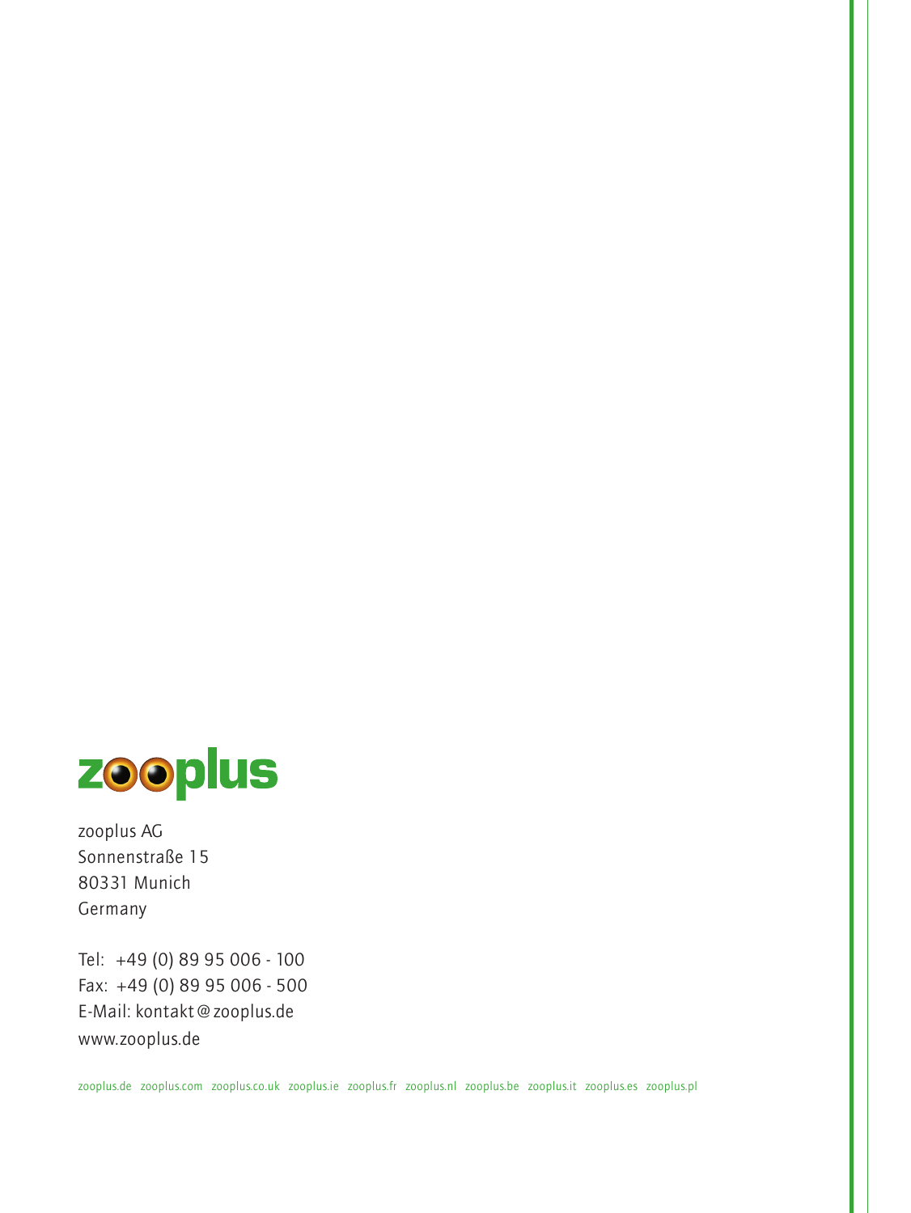zooplus

zooplus AG
Sonnenstraße 15
80331 Munich
Germany

Tel: +49 (0) 89 95 006 - 100
Fax: +49 (0) 89 95 006 - 500
E-Mail: kontakt@zooplus.de
www.zooplus.de

zooplus.de zooplus.com zooplus.co.uk zooplus.ie zooplus.fr zooplus.nl zooplus.be zooplus.it zooplus.es zooplus.pl